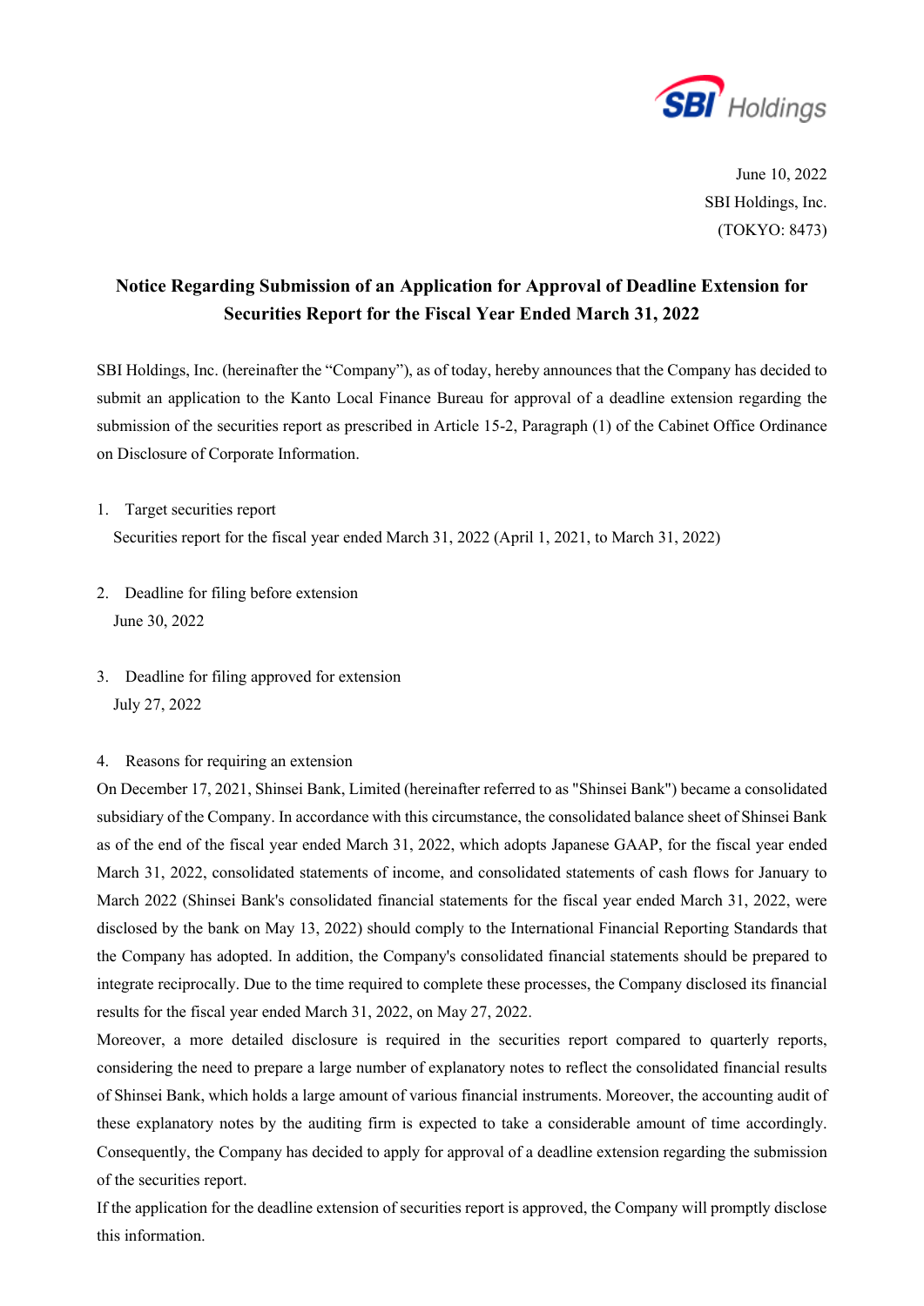June 10, 2022

SBI Holdings, Inc.

(TOKYO: 8473)

# Notice Regarding Submission of an Application for Approval of Deadline Extension for Securities Report for the Fiscal Year Ended March 31, 2022

SBI Holdings, Inc. (hereinafter the "Company"), as of today, hereby announces that the Company has decided to submit an application to the Kanto Local Finance Bureau for approval of a deadline extension regarding the submission of the securities report as prescribed in Article 15-2, Paragraph (1) of the Cabinet Office Ordinance on Disclosure of Corporate Information.

1. Target securities report

   Securities report for the fiscal year ended March 31, 2022 (April 1, 2021, to March 31, 2022)

2. Deadline for filing before extension

   June 30, 2022

3. Deadline for filing approved for extension

   July 27, 2022

4. Reasons for requiring an extension

On December 17, 2021, Shinsei Bank, Limited (hereinafter referred to as "Shinsei Bank") became a consolidated subsidiary of the Company. In accordance with this circumstance, the consolidated balance sheet of Shinsei Bank as of the end of the fiscal year ended March 31, 2022, which adopts Japanese GAAP, for the fiscal year ended March 31, 2022, consolidated statements of income, and consolidated statements of cash flows for January to March 2022 (Shinsei Bank's consolidated financial statements for the fiscal year ended March 31, 2022, were disclosed by the bank on May 13, 2022) should comply to the International Financial Reporting Standards that the Company has adopted. In addition, the Company's consolidated financial statements should be prepared to integrate reciprocally. Due to the time required to complete these processes, the Company disclosed its financial results for the fiscal year ended March 31, 2022, on May 27, 2022.

Moreover, a more detailed disclosure is required in the securities report compared to quarterly reports, considering the need to prepare a large number of explanatory notes to reflect the consolidated financial results of Shinsei Bank, which holds a large amount of various financial instruments. Moreover, the accounting audit of these explanatory notes by the auditing firm is expected to take a considerable amount of time accordingly. Consequently, the Company has decided to apply for approval of a deadline extension regarding the submission of the securities report.

If the application for the deadline extension of securities report is approved, the Company will promptly disclose this information.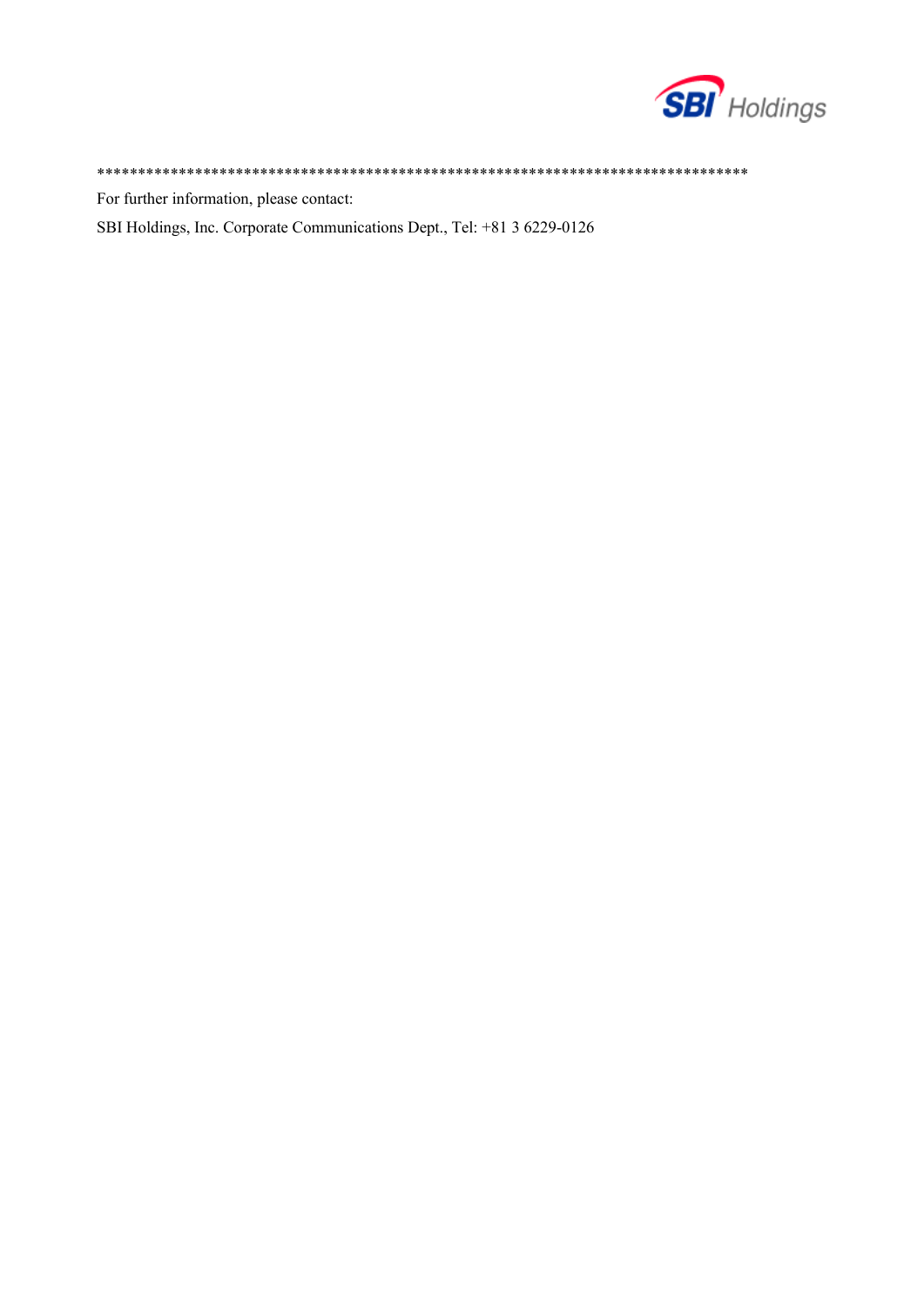********************************************************************************

For further information, please contact:

SBI Holdings, Inc. Corporate Communications Dept., Tel: +81 3 6229-0126